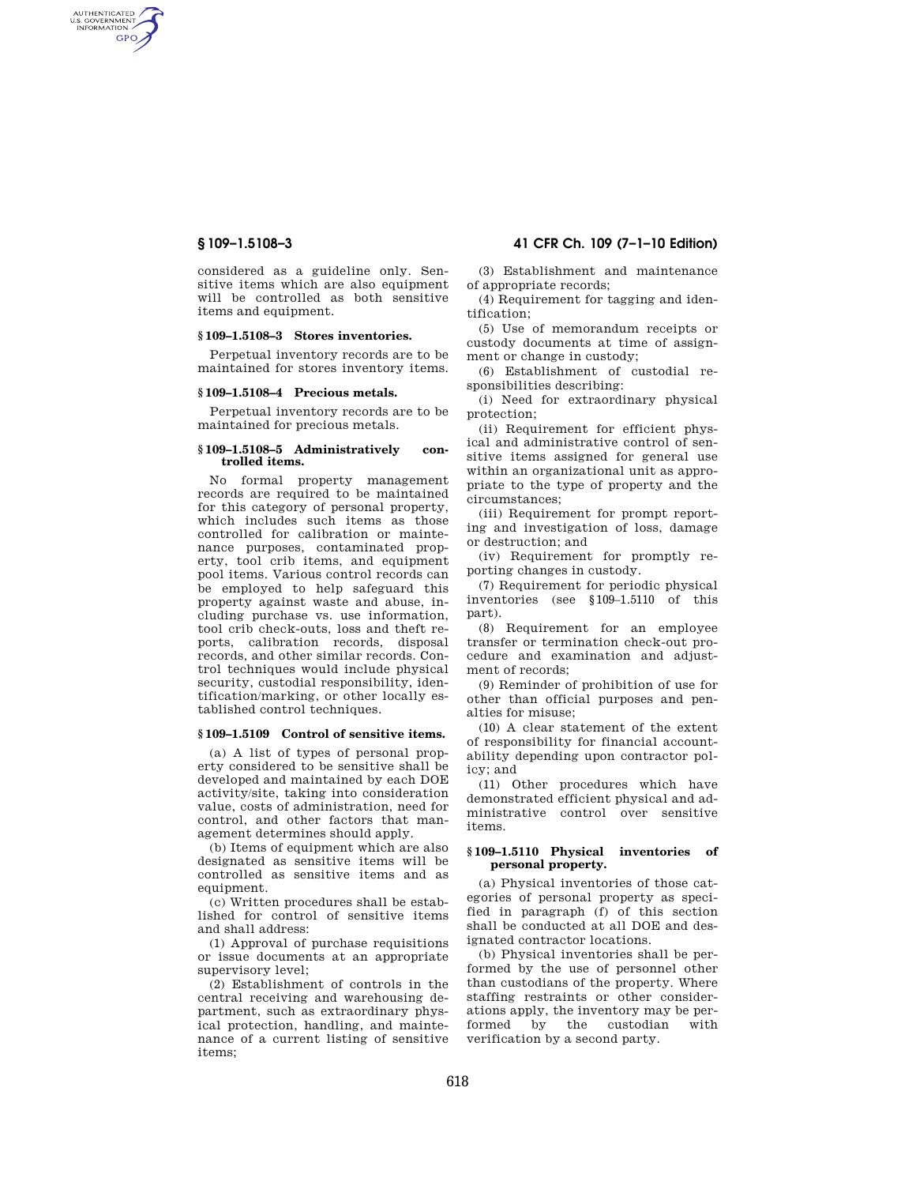considered as a guideline only. Sensitive items which are also equipment will be controlled as both sensitive items and equipment.

### § 109–1.5108–3 Stores inventories.

Perpetual inventory records are to be maintained for stores inventory items.

### § 109–1.5108–4 Precious metals.

Perpetual inventory records are to be maintained for precious metals.

### § 109–1.5108–5 Administratively controlled items.

No formal property management records are required to be maintained for this category of personal property, which includes such items as those controlled for calibration or maintenance purposes, contaminated property, tool crib items, and equipment pool items. Various control records can be employed to help safeguard this property against waste and abuse, including purchase vs. use information, tool crib check-outs, loss and theft reports, calibration records, disposal records, and other similar records. Control techniques would include physical security, custodial responsibility, identification/marking, or other locally established control techniques.

### § 109–1.5109 Control of sensitive items.

(a) A list of types of personal property considered to be sensitive shall be developed and maintained by each DOE activity/site, taking into consideration value, costs of administration, need for control, and other factors that management determines should apply.

(b) Items of equipment which are also designated as sensitive items will be controlled as sensitive items and as equipment.

(c) Written procedures shall be established for control of sensitive items and shall address:

(1) Approval of purchase requisitions or issue documents at an appropriate supervisory level;

(2) Establishment of controls in the central receiving and warehousing department, such as extraordinary physical protection, handling, and maintenance of a current listing of sensitive items;

(3) Establishment and maintenance of appropriate records;

(4) Requirement for tagging and identification;

(5) Use of memorandum receipts or custody documents at time of assignment or change in custody;

(6) Establishment of custodial responsibilities describing:

(i) Need for extraordinary physical protection;

(ii) Requirement for efficient physical and administrative control of sensitive items assigned for general use within an organizational unit as appropriate to the type of property and the circumstances;

(iii) Requirement for prompt reporting and investigation of loss, damage or destruction; and

(iv) Requirement for promptly reporting changes in custody.

(7) Requirement for periodic physical inventories (see § 109–1.5110 of this part).

(8) Requirement for an employee transfer or termination check-out procedure and examination and adjustment of records;

(9) Reminder of prohibition of use for other than official purposes and penalties for misuse;

(10) A clear statement of the extent of responsibility for financial accountability depending upon contractor policy; and

(11) Other procedures which have demonstrated efficient physical and administrative control over sensitive items.

### § 109–1.5110 Physical inventories of personal property.

(a) Physical inventories of those categories of personal property as specified in paragraph (f) of this section shall be conducted at all DOE and designated contractor locations.

(b) Physical inventories shall be performed by the use of personnel other than custodians of the property. Where staffing restraints or other considerations apply, the inventory may be performed by the custodian with verification by a second party.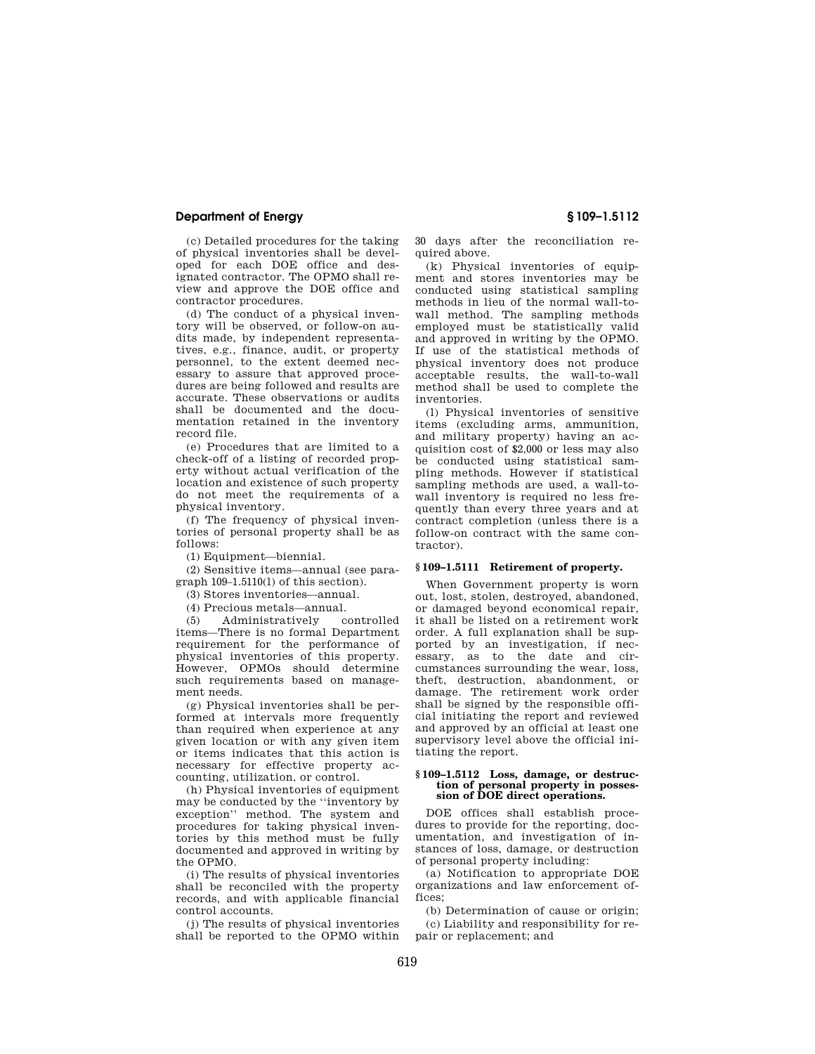(c) Detailed procedures for the taking of physical inventories shall be developed for each DOE office and designated contractor. The OPMO shall review and approve the DOE office and contractor procedures.

(d) The conduct of a physical inventory will be observed, or follow-on audits made, by independent representatives, e.g., finance, audit, or property personnel, to the extent deemed necessary to assure that approved procedures are being followed and results are accurate. These observations or audits shall be documented and the documentation retained in the inventory record file.

(e) Procedures that are limited to a check-off of a listing of recorded property without actual verification of the location and existence of such property do not meet the requirements of a physical inventory.

(f) The frequency of physical inventories of personal property shall be as follows:

(1) Equipment—biennial.

(2) Sensitive items—annual (see paragraph 109–1.5110(l) of this section).

(3) Stores inventories—annual.

(4) Precious metals—annual.

(5) Administratively controlled items—There is no formal Department requirement for the performance of physical inventories of this property. However, OPMOs should determine such requirements based on management needs.

(g) Physical inventories shall be performed at intervals more frequently than required when experience at any given location or with any given item or items indicates that this action is necessary for effective property accounting, utilization, or control.

(h) Physical inventories of equipment may be conducted by the ''inventory by exception'' method. The system and procedures for taking physical inventories by this method must be fully documented and approved in writing by the OPMO.

(i) The results of physical inventories shall be reconciled with the property records, and with applicable financial control accounts.

(j) The results of physical inventories shall be reported to the OPMO within 30 days after the reconciliation required above.

(k) Physical inventories of equipment and stores inventories may be conducted using statistical sampling methods in lieu of the normal wall-to-wall method. The sampling methods employed must be statistically valid and approved in writing by the OPMO. If use of the statistical methods of physical inventory does not produce acceptable results, the wall-to-wall method shall be used to complete the inventories.

(l) Physical inventories of sensitive items (excluding arms, ammunition, and military property) having an acquisition cost of $2,000 or less may also be conducted using statistical sampling methods. However if statistical sampling methods are used, a wall-to-wall inventory is required no less frequently than every three years and at contract completion (unless there is a follow-on contract with the same contractor).

### § 109–1.5111 Retirement of property.

When Government property is worn out, lost, stolen, destroyed, abandoned, or damaged beyond economical repair, it shall be listed on a retirement work order. A full explanation shall be supported by an investigation, if necessary, as to the date and circumstances surrounding the wear, loss, theft, destruction, abandonment, or damage. The retirement work order shall be signed by the responsible official initiating the report and reviewed and approved by an official at least one supervisory level above the official initiating the report.

### § 109–1.5112 Loss, damage, or destruction of personal property in possession of DOE direct operations.

DOE offices shall establish procedures to provide for the reporting, documentation, and investigation of instances of loss, damage, or destruction of personal property including:

(a) Notification to appropriate DOE organizations and law enforcement offices;

(b) Determination of cause or origin;

(c) Liability and responsibility for repair or replacement; and